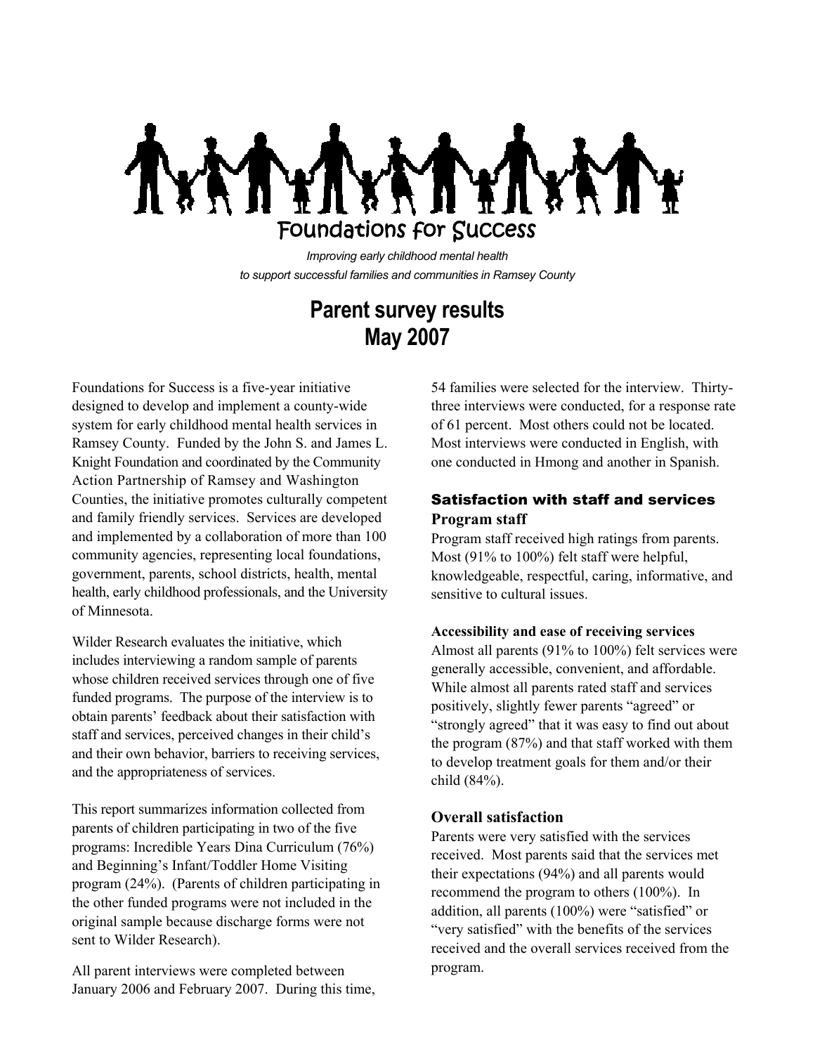# Foundations for Success

*Improving early childhood mental health to support successful families and communities in Ramsey County*

## Parent survey results
## May 2007

Foundations for Success is a five-year initiative designed to develop and implement a county-wide system for early childhood mental health services in Ramsey County. Funded by the John S. and James L. Knight Foundation and coordinated by the Community Action Partnership of Ramsey and Washington Counties, the initiative promotes culturally competent and family friendly services. Services are developed and implemented by a collaboration of more than 100 community agencies, representing local foundations, government, parents, school districts, health, mental health, early childhood professionals, and the University of Minnesota.

Wilder Research evaluates the initiative, which includes interviewing a random sample of parents whose children received services through one of five funded programs. The purpose of the interview is to obtain parents' feedback about their satisfaction with staff and services, perceived changes in their child's and their own behavior, barriers to receiving services, and the appropriateness of services.

This report summarizes information collected from parents of children participating in two of the five programs: Incredible Years Dina Curriculum (76%) and Beginning's Infant/Toddler Home Visiting program (24%). (Parents of children participating in the other funded programs were not included in the original sample because discharge forms were not sent to Wilder Research).

All parent interviews were completed between January 2006 and February 2007. During this time, 54 families were selected for the interview. Thirty-three interviews were conducted, for a response rate of 61 percent. Most others could not be located. Most interviews were conducted in English, with one conducted in Hmong and another in Spanish.

### Satisfaction with staff and services

#### Program staff

Program staff received high ratings from parents. Most (91% to 100%) felt staff were helpful, knowledgeable, respectful, caring, informative, and sensitive to cultural issues.

#### Accessibility and ease of receiving services

Almost all parents (91% to 100%) felt services were generally accessible, convenient, and affordable. While almost all parents rated staff and services positively, slightly fewer parents "agreed" or "strongly agreed" that it was easy to find out about the program (87%) and that staff worked with them to develop treatment goals for them and/or their child (84%).

#### Overall satisfaction

Parents were very satisfied with the services received. Most parents said that the services met their expectations (94%) and all parents would recommend the program to others (100%). In addition, all parents (100%) were "satisfied" or "very satisfied" with the benefits of the services received and the overall services received from the program.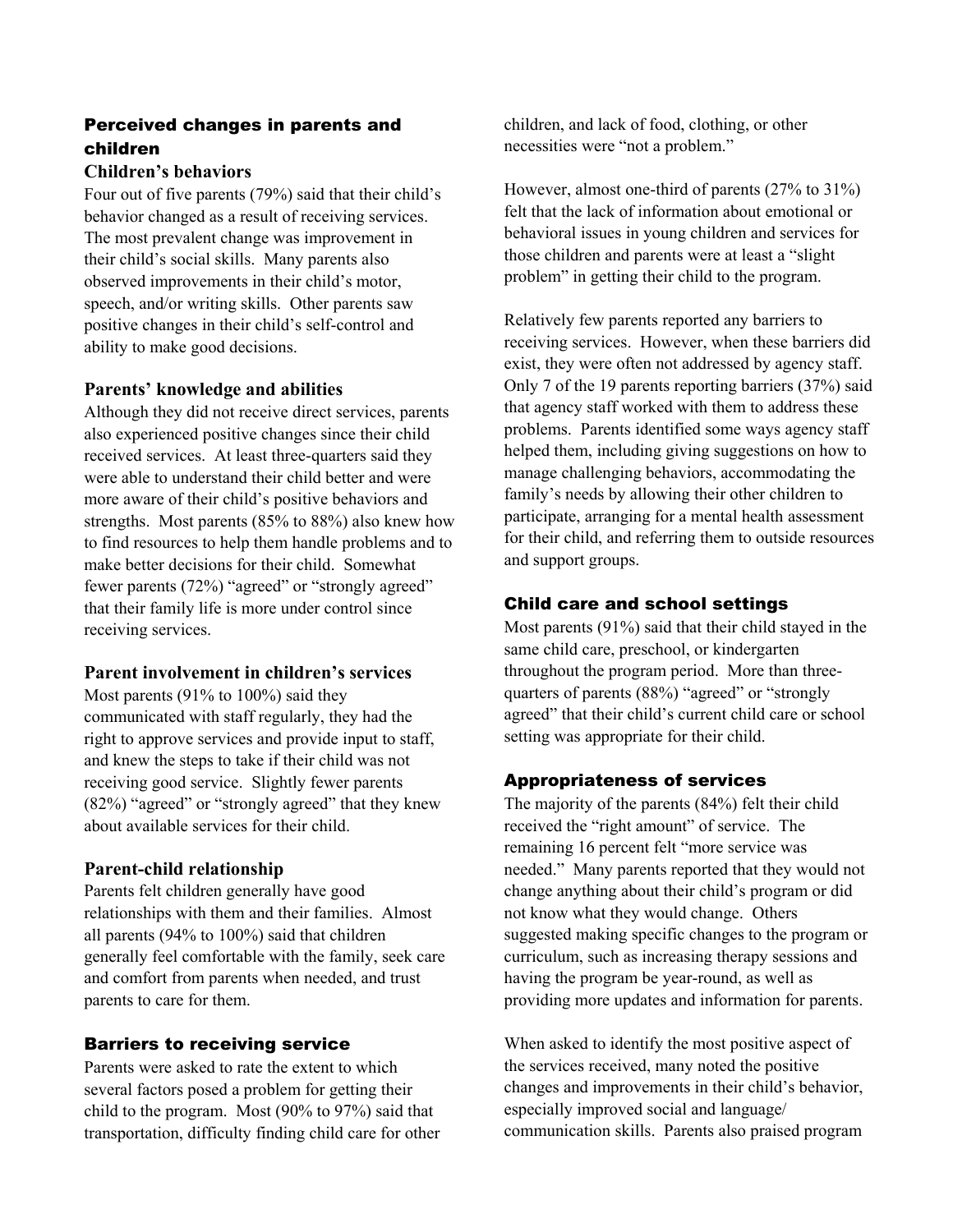## Perceived changes in parents and children

### Children's behaviors

Four out of five parents (79%) said that their child's behavior changed as a result of receiving services. The most prevalent change was improvement in their child's social skills. Many parents also observed improvements in their child's motor, speech, and/or writing skills. Other parents saw positive changes in their child's self-control and ability to make good decisions.

### Parents' knowledge and abilities

Although they did not receive direct services, parents also experienced positive changes since their child received services. At least three-quarters said they were able to understand their child better and were more aware of their child's positive behaviors and strengths. Most parents (85% to 88%) also knew how to find resources to help them handle problems and to make better decisions for their child. Somewhat fewer parents (72%) "agreed" or "strongly agreed" that their family life is more under control since receiving services.

### Parent involvement in children's services

Most parents (91% to 100%) said they communicated with staff regularly, they had the right to approve services and provide input to staff, and knew the steps to take if their child was not receiving good service. Slightly fewer parents (82%) "agreed" or "strongly agreed" that they knew about available services for their child.

### Parent-child relationship

Parents felt children generally have good relationships with them and their families. Almost all parents (94% to 100%) said that children generally feel comfortable with the family, seek care and comfort from parents when needed, and trust parents to care for them.

## Barriers to receiving service

Parents were asked to rate the extent to which several factors posed a problem for getting their child to the program. Most (90% to 97%) said that transportation, difficulty finding child care for other children, and lack of food, clothing, or other necessities were "not a problem."

However, almost one-third of parents (27% to 31%) felt that the lack of information about emotional or behavioral issues in young children and services for those children and parents were at least a "slight problem" in getting their child to the program.

Relatively few parents reported any barriers to receiving services. However, when these barriers did exist, they were often not addressed by agency staff. Only 7 of the 19 parents reporting barriers (37%) said that agency staff worked with them to address these problems. Parents identified some ways agency staff helped them, including giving suggestions on how to manage challenging behaviors, accommodating the family's needs by allowing their other children to participate, arranging for a mental health assessment for their child, and referring them to outside resources and support groups.

## Child care and school settings

Most parents (91%) said that their child stayed in the same child care, preschool, or kindergarten throughout the program period. More than three-quarters of parents (88%) "agreed" or "strongly agreed" that their child's current child care or school setting was appropriate for their child.

## Appropriateness of services

The majority of the parents (84%) felt their child received the "right amount" of service. The remaining 16 percent felt "more service was needed." Many parents reported that they would not change anything about their child's program or did not know what they would change. Others suggested making specific changes to the program or curriculum, such as increasing therapy sessions and having the program be year-round, as well as providing more updates and information for parents.

When asked to identify the most positive aspect of the services received, many noted the positive changes and improvements in their child's behavior, especially improved social and language/ communication skills. Parents also praised program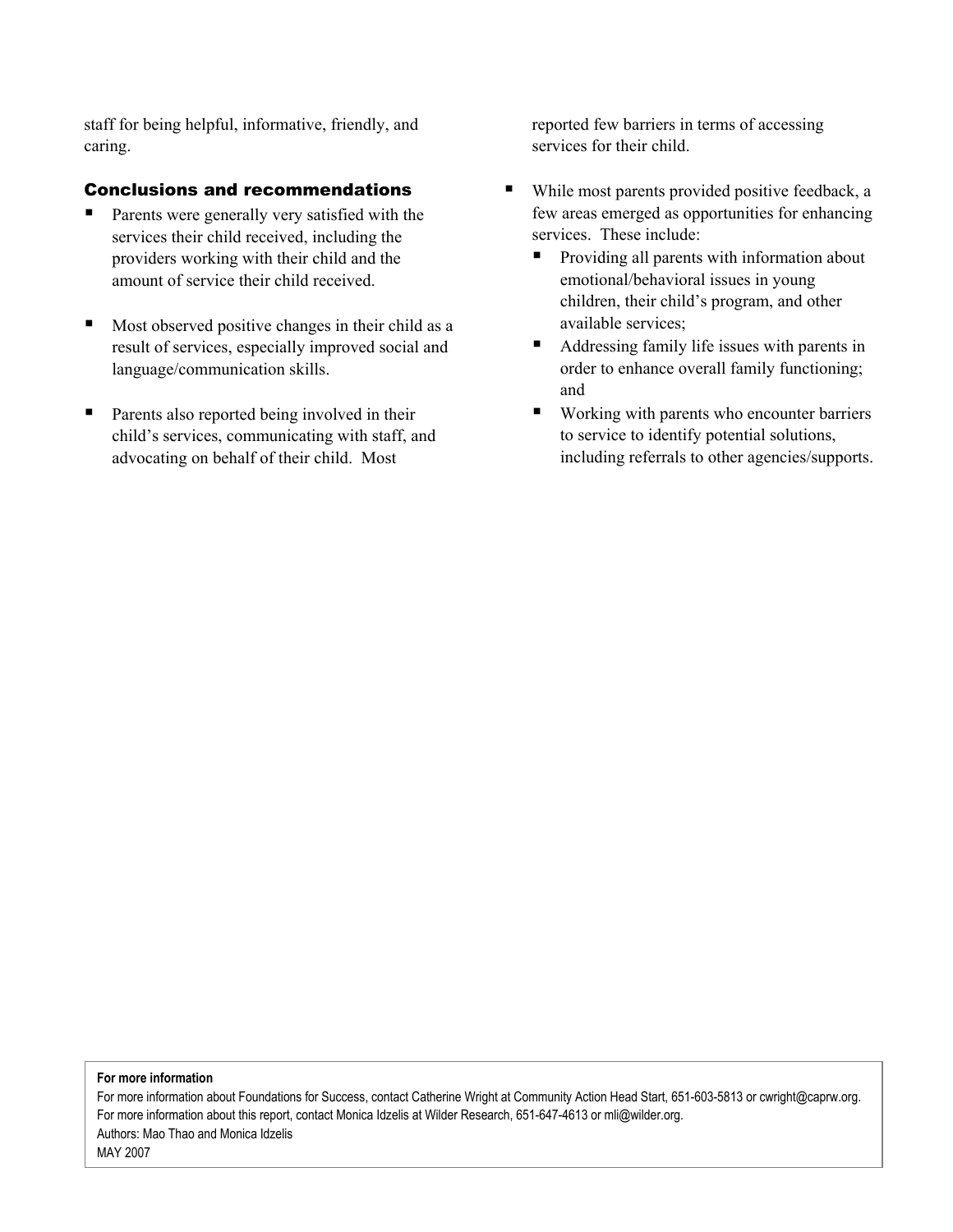staff for being helpful, informative, friendly, and caring.

## Conclusions and recommendations

- Parents were generally very satisfied with the services their child received, including the providers working with their child and the amount of service their child received.
- Most observed positive changes in their child as a result of services, especially improved social and language/communication skills.
- Parents also reported being involved in their child's services, communicating with staff, and advocating on behalf of their child. Most reported few barriers in terms of accessing services for their child.
- While most parents provided positive feedback, a few areas emerged as opportunities for enhancing services. These include:
  - Providing all parents with information about emotional/behavioral issues in young children, their child's program, and other available services;
  - Addressing family life issues with parents in order to enhance overall family functioning; and
  - Working with parents who encounter barriers to service to identify potential solutions, including referrals to other agencies/supports.

**For more information**

For more information about Foundations for Success, contact Catherine Wright at Community Action Head Start, 651-603-5813 or cwright@caprw.org.
For more information about this report, contact Monica Idzelis at Wilder Research, 651-647-4613 or mli@wilder.org.
Authors: Mao Thao and Monica Idzelis
MAY 2007